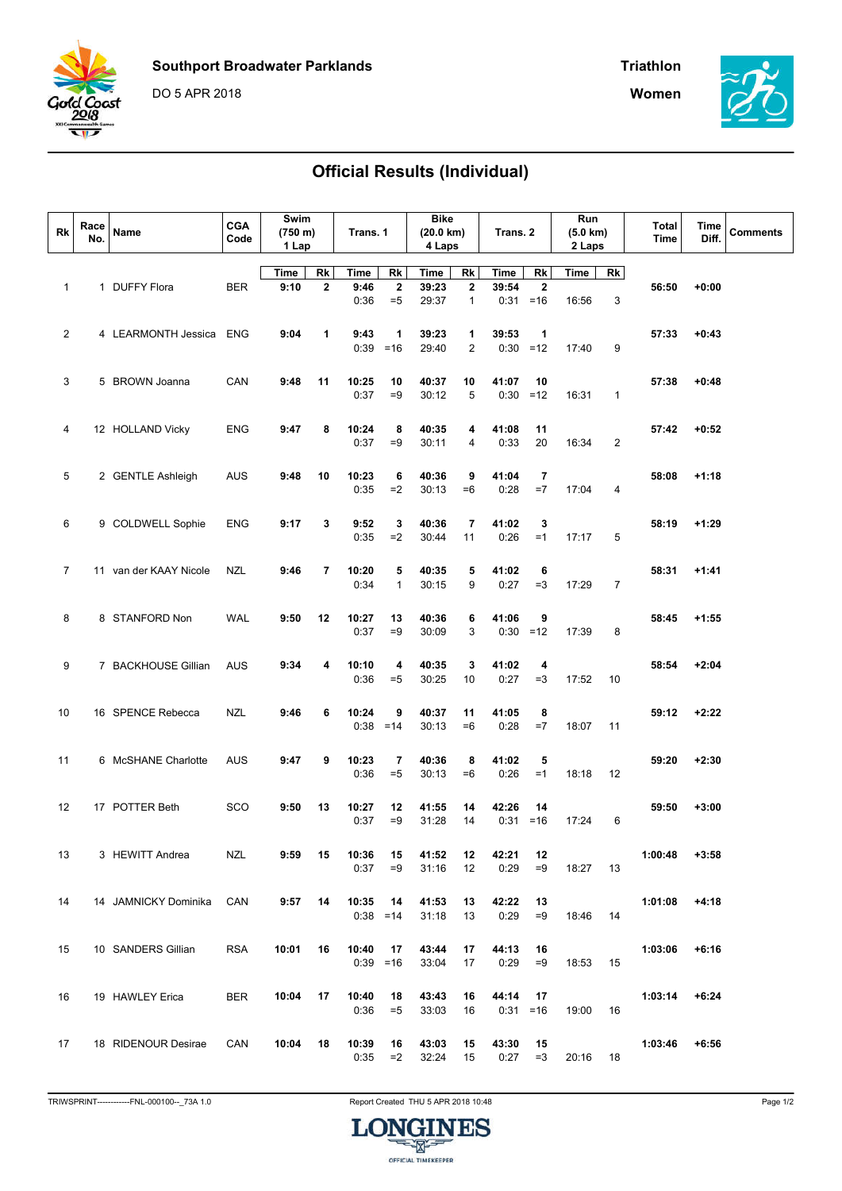Southport Broadwater Parklands

DO 5 APR 2018

Triathlon

Women

# Official Results (Individual)

| Rk | Race No. | Name | CGA Code | Swim (750 m) 1 Lap | | Trans. 1 | | Bike (20.0 km) 4 Laps | | Trans. 2 | | Run (5.0 km) 2 Laps | | Total Time | Time Diff. | Comments |
|---|---|---|---|---|---|---|---|---|---|---|---|---|---|---|---|---|
| | | | | Time | Rk | Time | Rk | Time | Rk | Time | Rk | Time | Rk | | | |
| 1 | 1 | DUFFY Flora | BER | 9:10 | 2 | 9:46 / 0:36 | 2 / =5 | 39:23 / 29:37 | 2 / 1 | 39:54 / 0:31 | 2 / =16 | 16:56 | 3 | 56:50 | +0:00 | |
| 2 | 4 | LEARMONTH Jessica | ENG | 9:04 | 1 | 9:43 / 0:39 | 1 / =16 | 39:23 / 29:40 | 1 / 2 | 39:53 / 0:30 | 1 / =12 | 17:40 | 9 | 57:33 | +0:43 | |
| 3 | 5 | BROWN Joanna | CAN | 9:48 | 11 | 10:25 / 0:37 | 10 / =9 | 40:37 / 30:12 | 10 / 5 | 41:07 / 0:30 | 10 / =12 | 16:31 | 1 | 57:38 | +0:48 | |
| 4 | 12 | HOLLAND Vicky | ENG | 9:47 | 8 | 10:24 / 0:37 | 8 / =9 | 40:35 / 30:11 | 4 / 4 | 41:08 / 0:33 | 11 / 20 | 16:34 | 2 | 57:42 | +0:52 | |
| 5 | 2 | GENTLE Ashleigh | AUS | 9:48 | 10 | 10:23 / 0:35 | 6 / =2 | 40:36 / 30:13 | 9 / =6 | 41:04 / 0:28 | 7 / =7 | 17:04 | 4 | 58:08 | +1:18 | |
| 6 | 9 | COLDWELL Sophie | ENG | 9:17 | 3 | 9:52 / 0:35 | 3 / =2 | 40:36 / 30:44 | 7 / 11 | 41:02 / 0:26 | 3 / =1 | 17:17 | 5 | 58:19 | +1:29 | |
| 7 | 11 | van der KAAY Nicole | NZL | 9:46 | 7 | 10:20 / 0:34 | 5 / 1 | 40:35 / 30:15 | 5 / 9 | 41:02 / 0:27 | 6 / =3 | 17:29 | 7 | 58:31 | +1:41 | |
| 8 | 8 | STANFORD Non | WAL | 9:50 | 12 | 10:27 / 0:37 | 13 / =9 | 40:36 / 30:09 | 6 / 3 | 41:06 / 0:30 | 9 / =12 | 17:39 | 8 | 58:45 | +1:55 | |
| 9 | 7 | BACKHOUSE Gillian | AUS | 9:34 | 4 | 10:10 / 0:36 | 4 / =5 | 40:35 / 30:25 | 3 / 10 | 41:02 / 0:27 | 4 / =3 | 17:52 | 10 | 58:54 | +2:04 | |
| 10 | 16 | SPENCE Rebecca | NZL | 9:46 | 6 | 10:24 / 0:38 | 9 / =14 | 40:37 / 30:13 | 11 / =6 | 41:05 / 0:28 | 8 / =7 | 18:07 | 11 | 59:12 | +2:22 | |
| 11 | 6 | McSHANE Charlotte | AUS | 9:47 | 9 | 10:23 / 0:36 | 7 / =5 | 40:36 / 30:13 | 8 / =6 | 41:02 / 0:26 | 5 / =1 | 18:18 | 12 | 59:20 | +2:30 | |
| 12 | 17 | POTTER Beth | SCO | 9:50 | 13 | 10:27 / 0:37 | 12 / =9 | 41:55 / 31:28 | 14 / 14 | 42:26 / 0:31 | 14 / =16 | 17:24 | 6 | 59:50 | +3:00 | |
| 13 | 3 | HEWITT Andrea | NZL | 9:59 | 15 | 10:36 / 0:37 | 15 / =9 | 41:52 / 31:16 | 12 / 12 | 42:21 / 0:29 | 12 / =9 | 18:27 | 13 | 1:00:48 | +3:58 | |
| 14 | 14 | JAMNICKY Dominika | CAN | 9:57 | 14 | 10:35 / 0:38 | 14 / =14 | 41:53 / 31:18 | 13 / 13 | 42:22 / 0:29 | 13 / =9 | 18:46 | 14 | 1:01:08 | +4:18 | |
| 15 | 10 | SANDERS Gillian | RSA | 10:01 | 16 | 10:40 / 0:39 | 17 / =16 | 43:44 / 33:04 | 17 / 17 | 44:13 / 0:29 | 16 / =9 | 18:53 | 15 | 1:03:06 | +6:16 | |
| 16 | 19 | HAWLEY Erica | BER | 10:04 | 17 | 10:40 / 0:36 | 18 / =5 | 43:43 / 33:03 | 16 / 16 | 44:14 / 0:31 | 17 / =16 | 19:00 | 16 | 1:03:14 | +6:24 | |
| 17 | 18 | RIDENOUR Desirae | CAN | 10:04 | 18 | 10:39 / 0:35 | 16 / =2 | 43:03 / 32:24 | 15 / 15 | 43:30 / 0:27 | 15 / =3 | 20:16 | 18 | 1:03:46 | +6:56 | |

TRIWSPRINT-----------FNL-000100--_73A 1.0

Report Created THU 5 APR 2018 10:48

LONGINES OFFICIAL TIMEKEEPER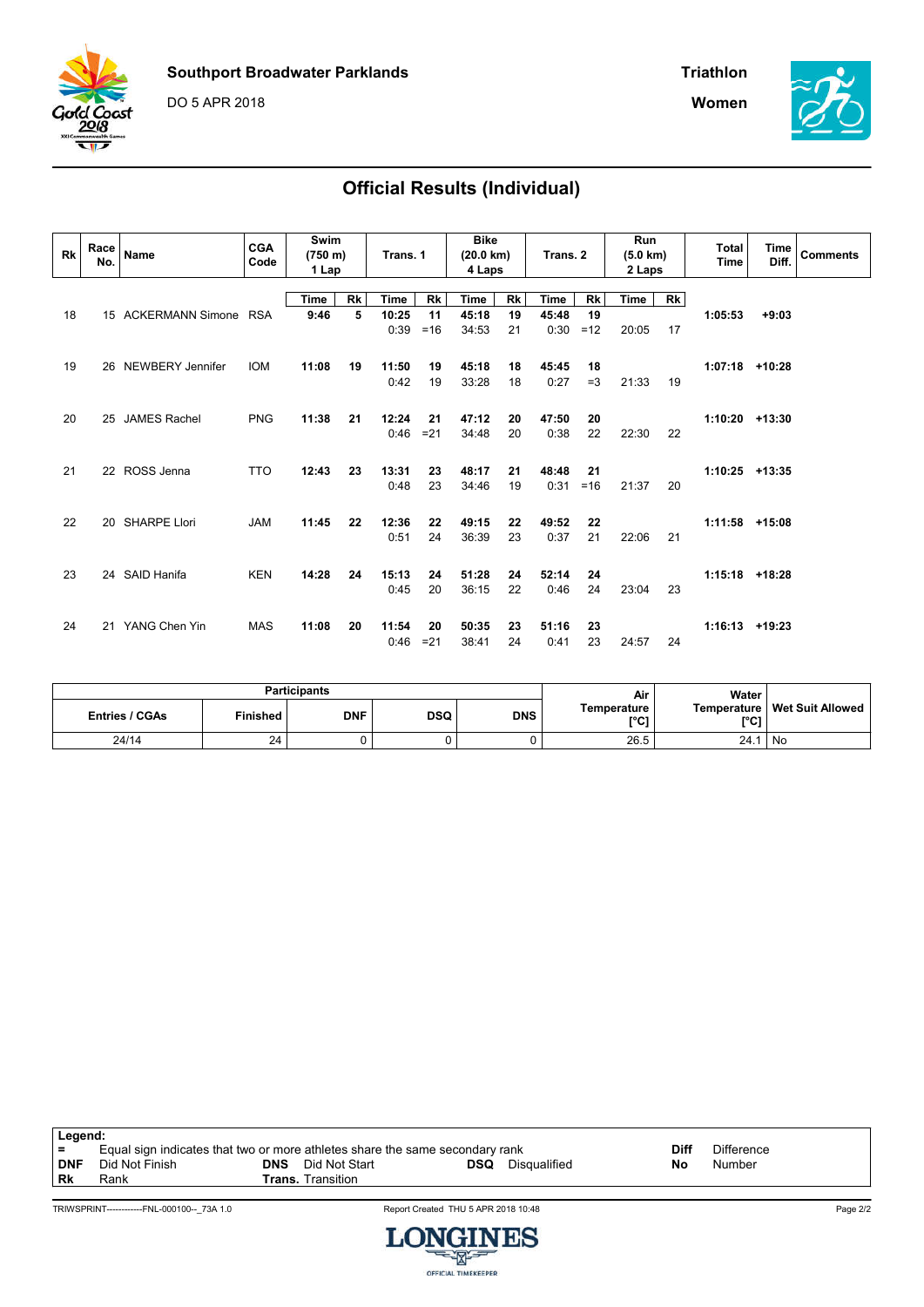Southport Broadwater Parklands

DO 5 APR 2018

Triathlon

Women

## Official Results (Individual)

| Rk | Race No. | Name | CGA Code | Swim (750 m) 1 Lap | | Trans. 1 | | Bike (20.0 km) 4 Laps | | Trans. 2 | | Run (5.0 km) 2 Laps | | Total Time | Time Diff. | Comments |
|---|---|---|---|---|---|---|---|---|---|---|---|---|---|---|---|---|
| | | | | Time | Rk | Time | Rk | Time | Rk | Time | Rk | Time | Rk | | | |
| 18 | 15 | ACKERMANN Simone | RSA | **9:46** | **5** | **10:25** | **11** | **45:18** | **19** | **45:48** | **19** | | | **1:05:53** | **+9:03** | |
| | | | | | | 0:39 | =16 | 34:53 | 21 | 0:30 | =12 | 20:05 | 17 | | | |
| 19 | 26 | NEWBERY Jennifer | IOM | **11:08** | **19** | **11:50** | **19** | **45:18** | **18** | **45:45** | **18** | | | **1:07:18** | **+10:28** | |
| | | | | | | 0:42 | 19 | 33:28 | 18 | 0:27 | =3 | 21:33 | 19 | | | |
| 20 | 25 | JAMES Rachel | PNG | **11:38** | **21** | **12:24** | **21** | **47:12** | **20** | **47:50** | **20** | | | **1:10:20** | **+13:30** | |
| | | | | | | 0:46 | =21 | 34:48 | 20 | 0:38 | 22 | 22:30 | 22 | | | |
| 21 | 22 | ROSS Jenna | TTO | **12:43** | **23** | **13:31** | **23** | **48:17** | **21** | **48:48** | **21** | | | **1:10:25** | **+13:35** | |
| | | | | | | 0:48 | 23 | 34:46 | 19 | 0:31 | =16 | 21:37 | 20 | | | |
| 22 | 20 | SHARPE Llori | JAM | **11:45** | **22** | **12:36** | **22** | **49:15** | **22** | **49:52** | **22** | | | **1:11:58** | **+15:08** | |
| | | | | | | 0:51 | 24 | 36:39 | 23 | 0:37 | 21 | 22:06 | 21 | | | |
| 23 | 24 | SAID Hanifa | KEN | **14:28** | **24** | **15:13** | **24** | **51:28** | **24** | **52:14** | **24** | | | **1:15:18** | **+18:28** | |
| | | | | | | 0:45 | 20 | 36:15 | 22 | 0:46 | 24 | 23:04 | 23 | | | |
| 24 | 21 | YANG Chen Yin | MAS | **11:08** | **20** | **11:54** | **20** | **50:35** | **23** | **51:16** | **23** | | | **1:16:13** | **+19:23** | |
| | | | | | | 0:46 | =21 | 38:41 | 24 | 0:41 | 23 | 24:57 | 24 | | | |

| Participants | | | | | Air Temperature [°C] | Water Temperature [°C] | Wet Suit Allowed |
|---|---|---|---|---|---|---|---|
| Entries / CGAs | Finished | DNF | DSQ | DNS | | | |
| 24/14 | 24 | 0 | 0 | 0 | 26.5 | 24.1 | No |

**Legend:**
- **=** Equal sign indicates that two or more athletes share the same secondary rank
- **DNF** Did Not Finish
- **DNS** Did Not Start
- **DSQ** Disqualified
- **Rk** Rank
- **Trans.** Transition
- **Diff** Difference
- **No** Number

TRIWSPRINT------------FNL-000100--_73A 1.0    Report Created THU 5 APR 2018 10:48

LONGINES OFFICIAL TIMEKEEPER